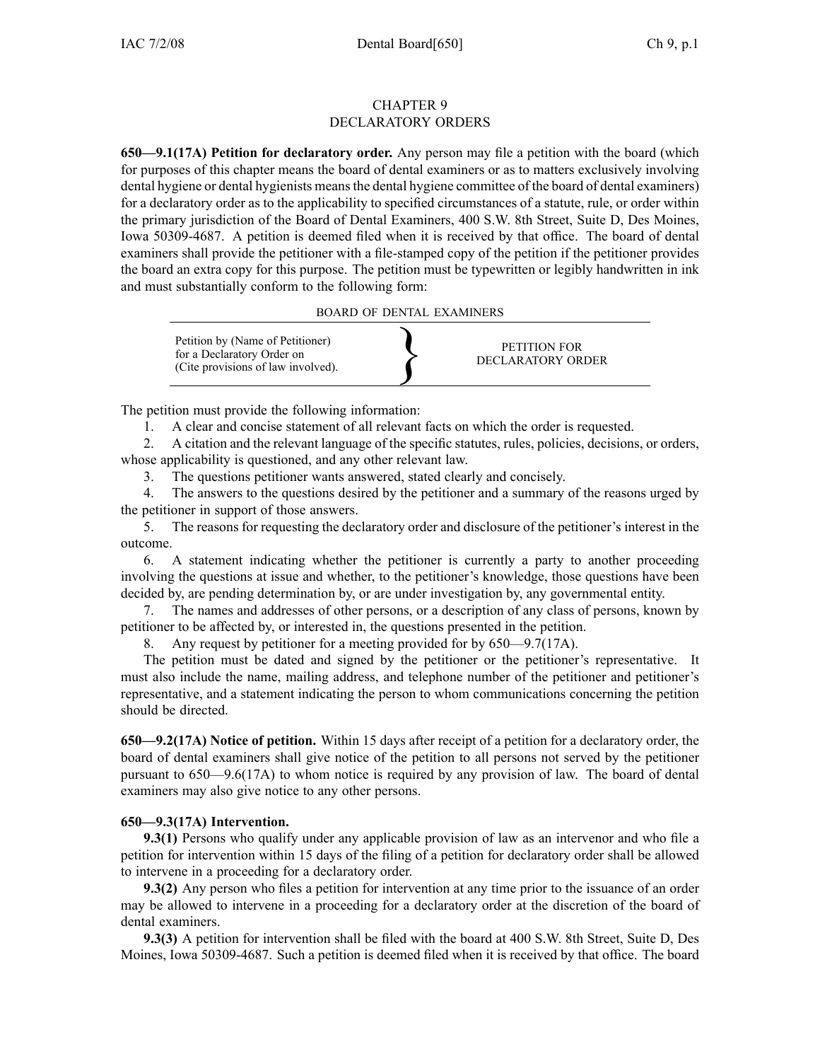# CHAPTER 9
# DECLARATORY ORDERS

**650—9.1(17A) Petition for declaratory order.** Any person may file a petition with the board (which for purposes of this chapter means the board of dental examiners or as to matters exclusively involving dental hygiene or dental hygienists means the dental hygiene committee of the board of dental examiners) for a declaratory order as to the applicability to specified circumstances of a statute, rule, or order within the primary jurisdiction of the Board of Dental Examiners, 400 S.W. 8th Street, Suite D, Des Moines, Iowa 50309-4687. A petition is deemed filed when it is received by that office. The board of dental examiners shall provide the petitioner with a file-stamped copy of the petition if the petitioner provides the board an extra copy for this purpose. The petition must be typewritten or legibly handwritten in ink and must substantially conform to the following form:

BOARD OF DENTAL EXAMINERS

| Petition by (Name of Petitioner) for a Declaratory Order on (Cite provisions of law involved). | } | PETITION FOR DECLARATORY ORDER |
|---|---|---|

The petition must provide the following information:

1. A clear and concise statement of all relevant facts on which the order is requested.
2. A citation and the relevant language of the specific statutes, rules, policies, decisions, or orders, whose applicability is questioned, and any other relevant law.
3. The questions petitioner wants answered, stated clearly and concisely.
4. The answers to the questions desired by the petitioner and a summary of the reasons urged by the petitioner in support of those answers.
5. The reasons for requesting the declaratory order and disclosure of the petitioner's interest in the outcome.
6. A statement indicating whether the petitioner is currently a party to another proceeding involving the questions at issue and whether, to the petitioner's knowledge, those questions have been decided by, are pending determination by, or are under investigation by, any governmental entity.
7. The names and addresses of other persons, or a description of any class of persons, known by petitioner to be affected by, or interested in, the questions presented in the petition.
8. Any request by petitioner for a meeting provided for by 650—9.7(17A).

The petition must be dated and signed by the petitioner or the petitioner's representative. It must also include the name, mailing address, and telephone number of the petitioner and petitioner's representative, and a statement indicating the person to whom communications concerning the petition should be directed.

**650—9.2(17A) Notice of petition.** Within 15 days after receipt of a petition for a declaratory order, the board of dental examiners shall give notice of the petition to all persons not served by the petitioner pursuant to 650—9.6(17A) to whom notice is required by any provision of law. The board of dental examiners may also give notice to any other persons.

**650—9.3(17A) Intervention.**

**9.3(1)** Persons who qualify under any applicable provision of law as an intervenor and who file a petition for intervention within 15 days of the filing of a petition for declaratory order shall be allowed to intervene in a proceeding for a declaratory order.

**9.3(2)** Any person who files a petition for intervention at any time prior to the issuance of an order may be allowed to intervene in a proceeding for a declaratory order at the discretion of the board of dental examiners.

**9.3(3)** A petition for intervention shall be filed with the board at 400 S.W. 8th Street, Suite D, Des Moines, Iowa 50309-4687. Such a petition is deemed filed when it is received by that office. The board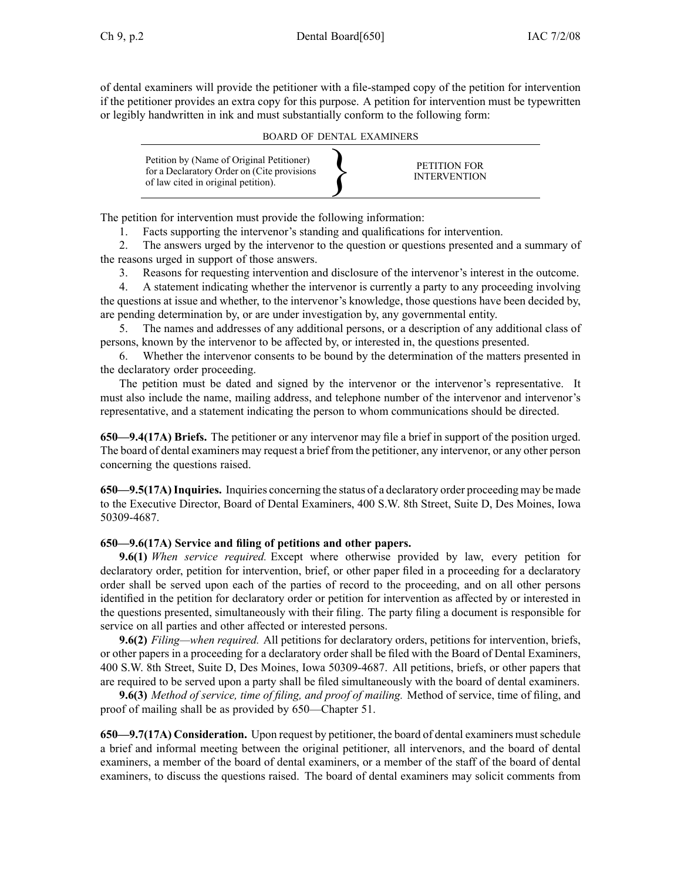of dental examiners will provide the petitioner with a file-stamped copy of the petition for intervention if the petitioner provides an extra copy for this purpose. A petition for intervention must be typewritten or legibly handwritten in ink and must substantially conform to the following form:

BOARD OF DENTAL EXAMINERS

| Petition by (Name of Original Petitioner) for a Declaratory Order on (Cite provisions of law cited in original petition). | } | PETITION FOR INTERVENTION |
|---|---|---|

The petition for intervention must provide the following information:

1. Facts supporting the intervenor's standing and qualifications for intervention.
2. The answers urged by the intervenor to the question or questions presented and a summary of the reasons urged in support of those answers.
3. Reasons for requesting intervention and disclosure of the intervenor's interest in the outcome.
4. A statement indicating whether the intervenor is currently a party to any proceeding involving the questions at issue and whether, to the intervenor's knowledge, those questions have been decided by, are pending determination by, or are under investigation by, any governmental entity.
5. The names and addresses of any additional persons, or a description of any additional class of persons, known by the intervenor to be affected by, or interested in, the questions presented.
6. Whether the intervenor consents to be bound by the determination of the matters presented in the declaratory order proceeding.

The petition must be dated and signed by the intervenor or the intervenor's representative. It must also include the name, mailing address, and telephone number of the intervenor and intervenor's representative, and a statement indicating the person to whom communications should be directed.

**650—9.4(17A) Briefs.** The petitioner or any intervenor may file a brief in support of the position urged. The board of dental examiners may request a brief from the petitioner, any intervenor, or any other person concerning the questions raised.

**650—9.5(17A) Inquiries.** Inquiries concerning the status of a declaratory order proceeding may be made to the Executive Director, Board of Dental Examiners, 400 S.W. 8th Street, Suite D, Des Moines, Iowa 50309-4687.

**650—9.6(17A) Service and filing of petitions and other papers.**

**9.6(1)** *When service required.* Except where otherwise provided by law, every petition for declaratory order, petition for intervention, brief, or other paper filed in a proceeding for a declaratory order shall be served upon each of the parties of record to the proceeding, and on all other persons identified in the petition for declaratory order or petition for intervention as affected by or interested in the questions presented, simultaneously with their filing. The party filing a document is responsible for service on all parties and other affected or interested persons.

**9.6(2)** *Filing—when required.* All petitions for declaratory orders, petitions for intervention, briefs, or other papers in a proceeding for a declaratory order shall be filed with the Board of Dental Examiners, 400 S.W. 8th Street, Suite D, Des Moines, Iowa 50309-4687. All petitions, briefs, or other papers that are required to be served upon a party shall be filed simultaneously with the board of dental examiners.

**9.6(3)** *Method of service, time of filing, and proof of mailing.* Method of service, time of filing, and proof of mailing shall be as provided by 650—Chapter 51.

**650—9.7(17A) Consideration.** Upon request by petitioner, the board of dental examiners must schedule a brief and informal meeting between the original petitioner, all intervenors, and the board of dental examiners, a member of the board of dental examiners, or a member of the staff of the board of dental examiners, to discuss the questions raised. The board of dental examiners may solicit comments from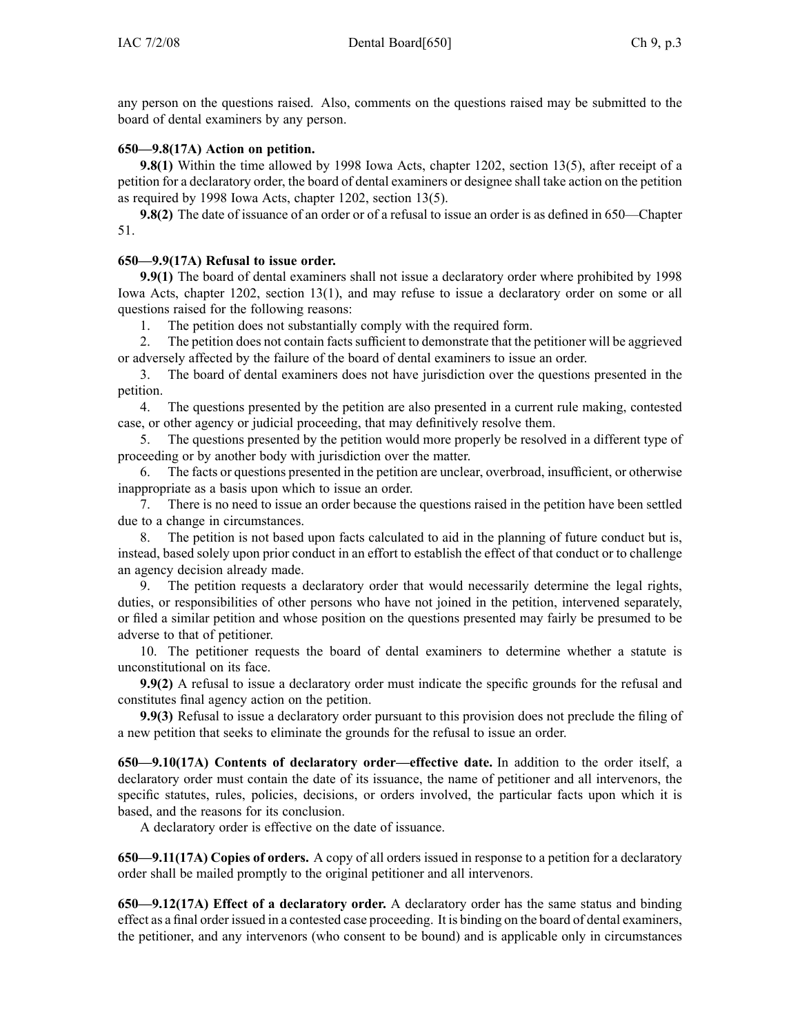any person on the questions raised. Also, comments on the questions raised may be submitted to the board of dental examiners by any person.

**650—9.8(17A) Action on petition.**

**9.8(1)** Within the time allowed by 1998 Iowa Acts, chapter 1202, section 13(5), after receipt of a petition for a declaratory order, the board of dental examiners or designee shall take action on the petition as required by 1998 Iowa Acts, chapter 1202, section 13(5).

**9.8(2)** The date of issuance of an order or of a refusal to issue an order is as defined in 650—Chapter 51.

**650—9.9(17A) Refusal to issue order.**

**9.9(1)** The board of dental examiners shall not issue a declaratory order where prohibited by 1998 Iowa Acts, chapter 1202, section 13(1), and may refuse to issue a declaratory order on some or all questions raised for the following reasons:

1. The petition does not substantially comply with the required form.
2. The petition does not contain facts sufficient to demonstrate that the petitioner will be aggrieved or adversely affected by the failure of the board of dental examiners to issue an order.
3. The board of dental examiners does not have jurisdiction over the questions presented in the petition.
4. The questions presented by the petition are also presented in a current rule making, contested case, or other agency or judicial proceeding, that may definitively resolve them.
5. The questions presented by the petition would more properly be resolved in a different type of proceeding or by another body with jurisdiction over the matter.
6. The facts or questions presented in the petition are unclear, overbroad, insufficient, or otherwise inappropriate as a basis upon which to issue an order.
7. There is no need to issue an order because the questions raised in the petition have been settled due to a change in circumstances.
8. The petition is not based upon facts calculated to aid in the planning of future conduct but is, instead, based solely upon prior conduct in an effort to establish the effect of that conduct or to challenge an agency decision already made.
9. The petition requests a declaratory order that would necessarily determine the legal rights, duties, or responsibilities of other persons who have not joined in the petition, intervened separately, or filed a similar petition and whose position on the questions presented may fairly be presumed to be adverse to that of petitioner.
10. The petitioner requests the board of dental examiners to determine whether a statute is unconstitutional on its face.

**9.9(2)** A refusal to issue a declaratory order must indicate the specific grounds for the refusal and constitutes final agency action on the petition.

**9.9(3)** Refusal to issue a declaratory order pursuant to this provision does not preclude the filing of a new petition that seeks to eliminate the grounds for the refusal to issue an order.

**650—9.10(17A) Contents of declaratory order—effective date.** In addition to the order itself, a declaratory order must contain the date of its issuance, the name of petitioner and all intervenors, the specific statutes, rules, policies, decisions, or orders involved, the particular facts upon which it is based, and the reasons for its conclusion.

A declaratory order is effective on the date of issuance.

**650—9.11(17A) Copies of orders.** A copy of all orders issued in response to a petition for a declaratory order shall be mailed promptly to the original petitioner and all intervenors.

**650—9.12(17A) Effect of a declaratory order.** A declaratory order has the same status and binding effect as a final order issued in a contested case proceeding. It is binding on the board of dental examiners, the petitioner, and any intervenors (who consent to be bound) and is applicable only in circumstances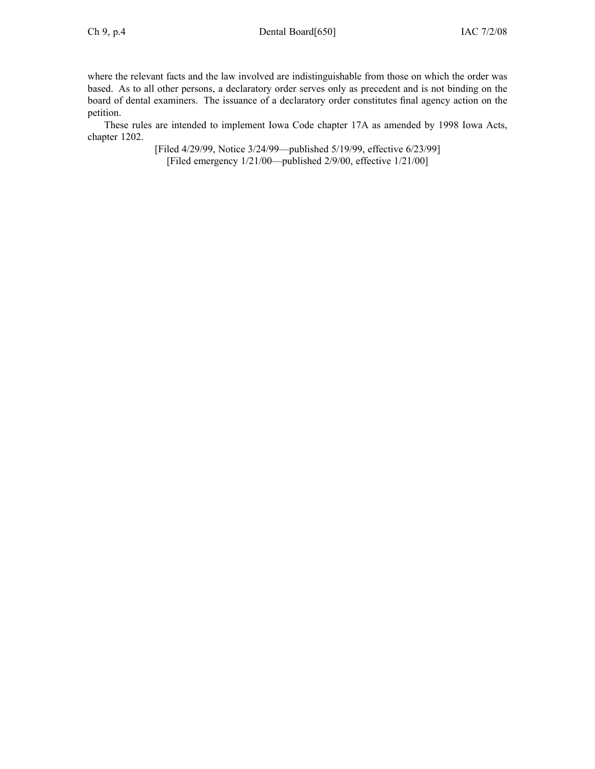where the relevant facts and the law involved are indistinguishable from those on which the order was based. As to all other persons, a declaratory order serves only as precedent and is not binding on the board of dental examiners. The issuance of a declaratory order constitutes final agency action on the petition.

These rules are intended to implement Iowa Code chapter 17A as amended by 1998 Iowa Acts, chapter 1202.

[Filed 4/29/99, Notice 3/24/99—published 5/19/99, effective 6/23/99]
[Filed emergency 1/21/00—published 2/9/00, effective 1/21/00]